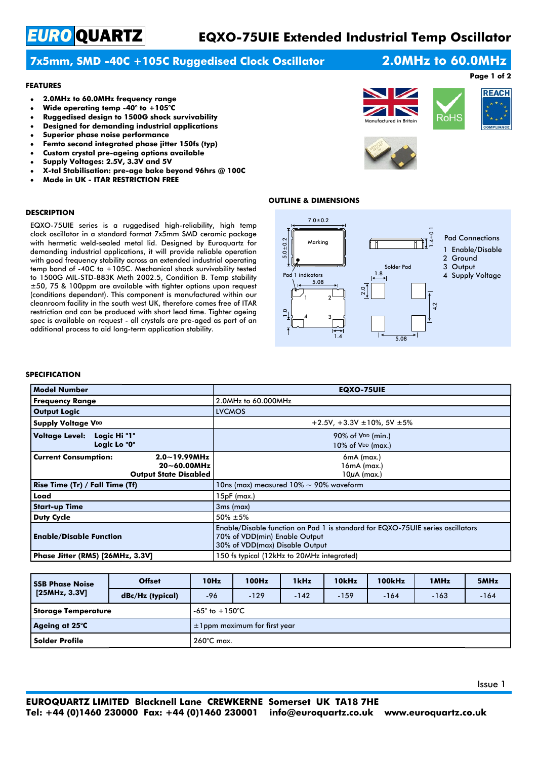# EUROQUARTZ EQXO-75UIE Extended Industrial Temp Oscillator

## 7x5mm, SMD -40C +105C Ruggedised Clock Oscillator — 2.0MHz to 60.0MHz

### FEATURES

- **2.0MHz to 60.0MHz frequency range**
- **Wide operating temp -40° to +105°C**
- **Ruggedised design to 1500G shock survivability**
- **Designed for demanding industrial applications**
- **Superior phase noise performance**
- **Femto second integrated phase jitter 150fs (typ)**
- **Custom crystal pre-ageing options available**
- **Supply Voltages: 2.5V, 3.3V and 5V**
- **X-tal Stabilisation: pre-age bake beyond 96hrs @ 100C**
- **Made in UK - ITAR RESTRICTION FREE**

Manufactured in Britain — RoHS — REACH COMPLIANCE

### DESCRIPTION

EQXO-75UIE series is a ruggedised high-reliability, high temp clock oscillator in a standard format 7x5mm SMD ceramic package with hermetic weld-sealed metal lid. Designed by Euroquartz for demanding industrial applications, it will provide reliable operation with good frequency stability across an extended industrial operating temp band of -40C to +105C. Mechanical shock survivability tested to 1500G MIL-STD-883K Meth 2002.5, Condition B. Temp stability ±50, 75 & 100ppm are available with tighter options upon request (conditions dependant). This component is manufactured within our cleanroom facility in the south west UK, therefore comes free of ITAR restriction and can be produced with short lead time. Tighter ageing spec is available on request - all crystals are pre-aged as part of an additional process to aid long-term application stability.

### OUTLINE & DIMENSIONS

7.0±0.2, 5.0±0.2, 1.4±0.1, Marking, Pad 1 indicators, 5.08, 1.0, 1.4, Solder Pad, 1.8, 2.0, 4.2, 5.08

Pad Connections
1 Enable/Disable
2 Ground
3 Output
4 Supply Voltage

### SPECIFICATION

| Model Number | EQXO-75UIE |
|---|---|
| Frequency Range | 2.0MHz to 60.000MHz |
| Output Logic | LVCMOS |
| Supply Voltage $V_{DD}$ | +2.5V, +3.3V ±10%, 5V ±5% |
| Voltage Level: Logic Hi "1" / Logic Lo "0" | 90% of $V_{DD}$ (min.) / 10% of $V_{DD}$ (max.) |
| Current Consumption: 2.0~19.99MHz | 6mA (max.) |
| 20~60.00MHz | 16mA (max.) |
| Output State Disabled | 10μA (max.) |
| Rise Time (Tr) / Fall Time (Tf) | 10ns (max) measured 10% ~ 90% waveform |
| Load | 15pF (max.) |
| Start-up Time | 3ms (max) |
| Duty Cycle | 50% ±5% |
| Enable/Disable Function | Enable/Disable function on Pad 1 is standard for EQXO-75UIE series oscillators<br>70% of VDD(min) Enable Output<br>30% of VDD(max) Disable Output |
| Phase Jitter (RMS) [26MHz, 3.3V] | 150 fs typical (12kHz to 20MHz integrated) |

| SSB Phase Noise [25MHz, 3.3V] | Offset | 10Hz | 100Hz | 1kHz | 10kHz | 100kHz | 1MHz | 5MHz |
|---|---|---|---|---|---|---|---|---|
| | dBc/Hz (typical) | -96 | -129 | -142 | -159 | -164 | -163 | -164 |
| Storage Temperature | -65° to +150°C | | | | | | | |
| Ageing at 25°C | ±1ppm maximum for first year | | | | | | | |
| Solder Profile | 260°C max. | | | | | | | |

Issue 1

**EUROQUARTZ LIMITED Blacknell Lane CREWKERNE Somerset UK TA18 7HE**
**Tel: +44 (0)1460 230000 Fax: +44 (0)1460 230001 info@euroquartz.co.uk www.euroquartz.co.uk**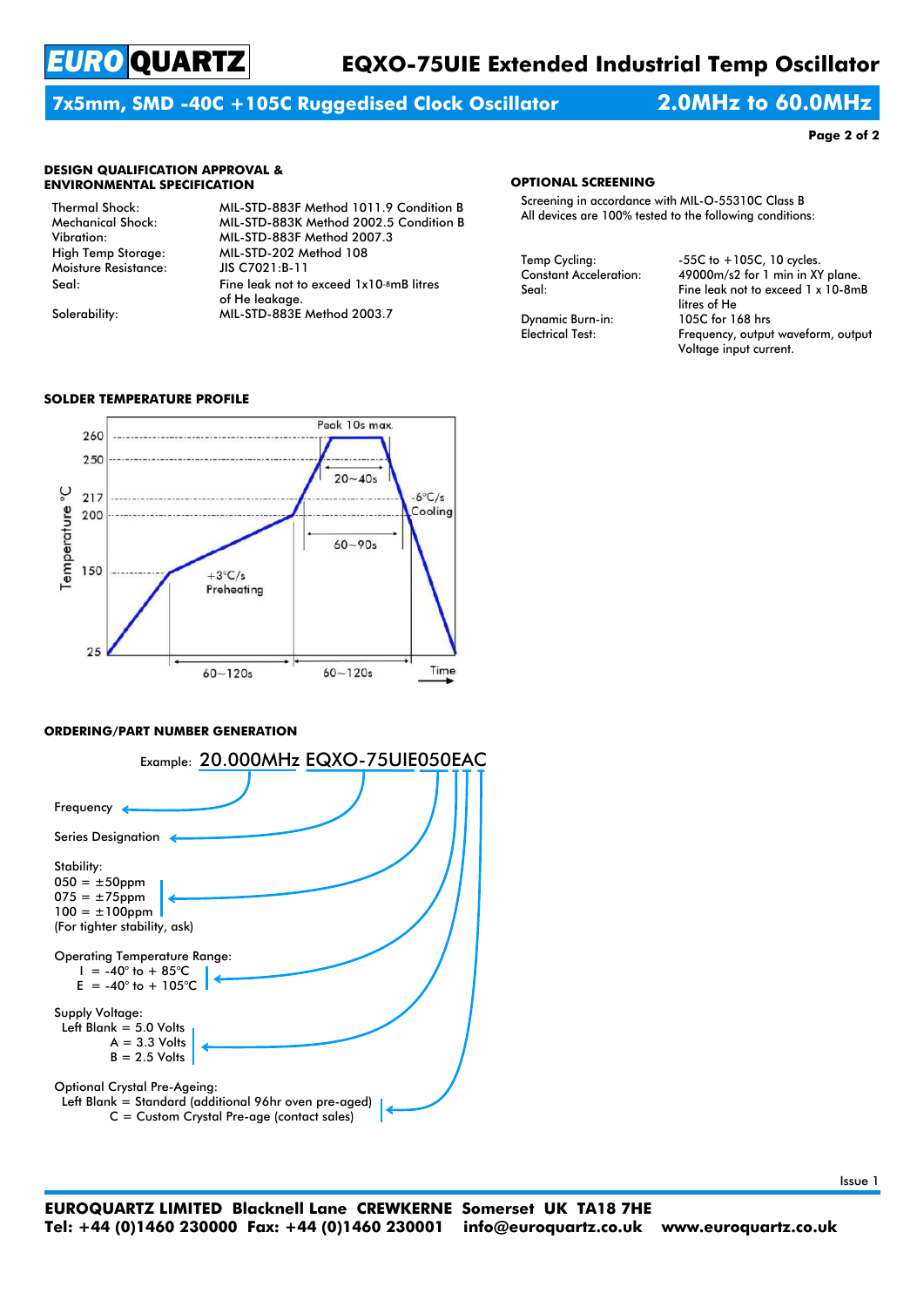# EQXO-75UIE Extended Industrial Temp Oscillator

## 7x5mm, SMD -40C +105C Ruggedised Clock Oscillator — 2.0MHz to 60.0MHz

### DESIGN QUALIFICATION APPROVAL & ENVIRONMENTAL SPECIFICATION

| | |
|---|---|
| Thermal Shock: | MIL-STD-883F Method 1011.9 Condition B |
| Mechanical Shock: | MIL-STD-883K Method 2002.5 Condition B |
| Vibration: | MIL-STD-883F Method 2007.3 |
| High Temp Storage: | MIL-STD-202 Method 108 |
| Moisture Resistance: | JIS C7021:B-11 |
| Seal: | Fine leak not to exceed 1x10-8mB litres of He leakage. |
| Solerability: | MIL-STD-883E Method 2003.7 |

### OPTIONAL SCREENING

Screening in accordance with MIL-O-55310C Class B
All devices are 100% tested to the following conditions:

| | |
|---|---|
| Temp Cycling: | -55C to +105C, 10 cycles. |
| Constant Acceleration: | 49000m/s2 for 1 min in XY plane. |
| Seal: | Fine leak not to exceed 1 x 10-8mB litres of He |
| Dynamic Burn-in: | 105C for 168 hrs |
| Electrical Test: | Frequency, output waveform, output Voltage input current. |

### SOLDER TEMPERATURE PROFILE

Temperature °C
260
250
217
200
150
25
Peak 10s max
20~40s
-6°C/s
Cooling
60~90s
+3°C/s
Preheating
60~120s
60~120s
Time

### ORDERING/PART NUMBER GENERATION

Example: 20.000MHz EQXO-75UIE050EAC

Frequency

Series Designation

Stability:
050 = ±50ppm
075 = ±75ppm
100 = ±100ppm
(For tighter stability, ask)

Operating Temperature Range:
I = -40° to + 85°C
E = -40° to + 105°C

Supply Voltage:
Left Blank = 5.0 Volts
A = 3.3 Volts
B = 2.5 Volts

Optional Crystal Pre-Ageing:
Left Blank = Standard (additional 96hr oven pre-aged)
C = Custom Crystal Pre-age (contact sales)

Issue 1

**EUROQUARTZ LIMITED Blacknell Lane CREWKERNE Somerset UK TA18 7HE**
**Tel: +44 (0)1460 230000 Fax: +44 (0)1460 230001 info@euroquartz.co.uk www.euroquartz.co.uk**